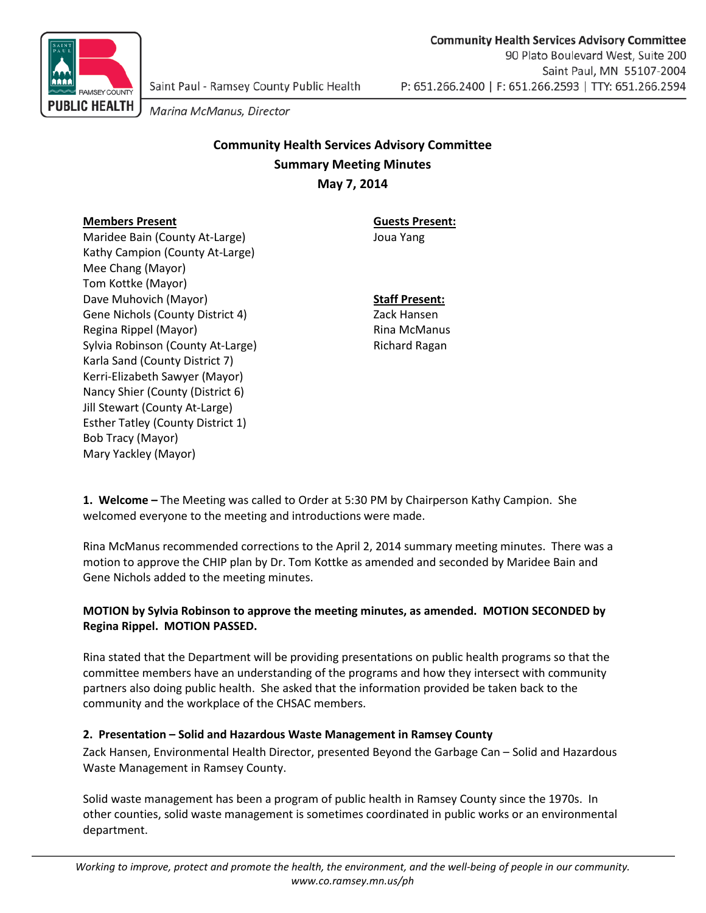Community Health Services Advisory Committee
90 Plato Boulevard West, Suite 200
Saint Paul, MN 55107-2004
P: 651.266.2400 | F: 651.266.2593 | TTY: 651.266.2594

Saint Paul - Ramsey County Public Health

*Marina McManus, Director*

# Community Health Services Advisory Committee
## Summary Meeting Minutes
## May 7, 2014

**Members Present**
Maridee Bain (County At-Large)
Kathy Campion (County At-Large)
Mee Chang (Mayor)
Tom Kottke (Mayor)
Dave Muhovich (Mayor)
Gene Nichols (County District 4)
Regina Rippel (Mayor)
Sylvia Robinson (County At-Large)
Karla Sand (County District 7)
Kerri-Elizabeth Sawyer (Mayor)
Nancy Shier (County (District 6)
Jill Stewart (County At-Large)
Esther Tatley (County District 1)
Bob Tracy (Mayor)
Mary Yackley (Mayor)

**Guests Present:**
Joua Yang

**Staff Present:**
Zack Hansen
Rina McManus
Richard Ragan

**1. Welcome –** The Meeting was called to Order at 5:30 PM by Chairperson Kathy Campion. She welcomed everyone to the meeting and introductions were made.

Rina McManus recommended corrections to the April 2, 2014 summary meeting minutes. There was a motion to approve the CHIP plan by Dr. Tom Kottke as amended and seconded by Maridee Bain and Gene Nichols added to the meeting minutes.

**MOTION by Sylvia Robinson to approve the meeting minutes, as amended. MOTION SECONDED by Regina Rippel. MOTION PASSED.**

Rina stated that the Department will be providing presentations on public health programs so that the committee members have an understanding of the programs and how they intersect with community partners also doing public health. She asked that the information provided be taken back to the community and the workplace of the CHSAC members.

**2. Presentation – Solid and Hazardous Waste Management in Ramsey County**

Zack Hansen, Environmental Health Director, presented Beyond the Garbage Can – Solid and Hazardous Waste Management in Ramsey County.

Solid waste management has been a program of public health in Ramsey County since the 1970s. In other counties, solid waste management is sometimes coordinated in public works or an environmental department.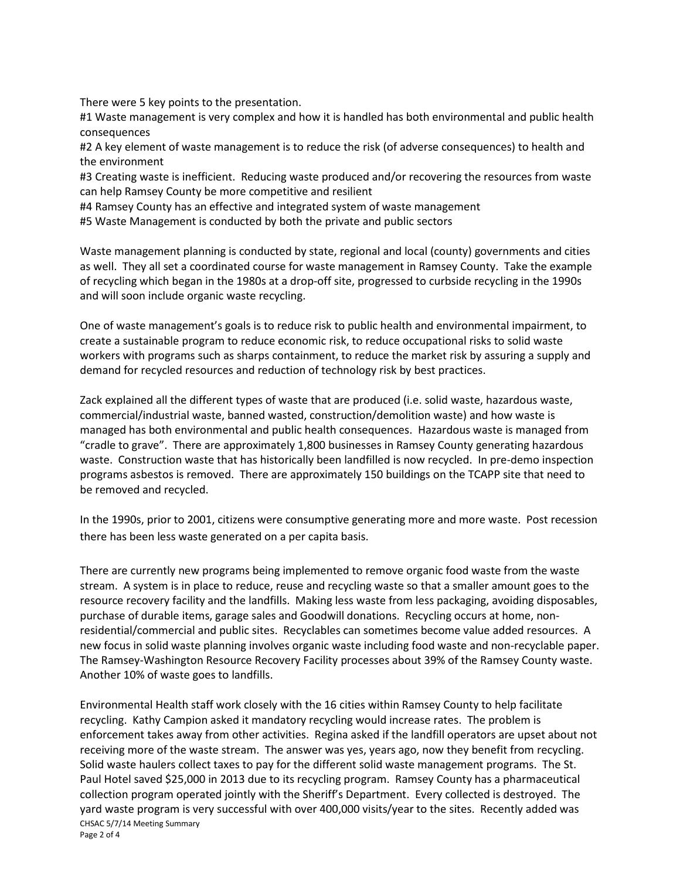There were 5 key points to the presentation.

#1 Waste management is very complex and how it is handled has both environmental and public health consequences

#2 A key element of waste management is to reduce the risk (of adverse consequences) to health and the environment

#3 Creating waste is inefficient. Reducing waste produced and/or recovering the resources from waste can help Ramsey County be more competitive and resilient

#4 Ramsey County has an effective and integrated system of waste management

#5 Waste Management is conducted by both the private and public sectors

Waste management planning is conducted by state, regional and local (county) governments and cities as well. They all set a coordinated course for waste management in Ramsey County. Take the example of recycling which began in the 1980s at a drop-off site, progressed to curbside recycling in the 1990s and will soon include organic waste recycling.

One of waste management's goals is to reduce risk to public health and environmental impairment, to create a sustainable program to reduce economic risk, to reduce occupational risks to solid waste workers with programs such as sharps containment, to reduce the market risk by assuring a supply and demand for recycled resources and reduction of technology risk by best practices.

Zack explained all the different types of waste that are produced (i.e. solid waste, hazardous waste, commercial/industrial waste, banned wasted, construction/demolition waste) and how waste is managed has both environmental and public health consequences. Hazardous waste is managed from "cradle to grave". There are approximately 1,800 businesses in Ramsey County generating hazardous waste. Construction waste that has historically been landfilled is now recycled. In pre-demo inspection programs asbestos is removed. There are approximately 150 buildings on the TCAPP site that need to be removed and recycled.

In the 1990s, prior to 2001, citizens were consumptive generating more and more waste. Post recession there has been less waste generated on a per capita basis.

There are currently new programs being implemented to remove organic food waste from the waste stream. A system is in place to reduce, reuse and recycling waste so that a smaller amount goes to the resource recovery facility and the landfills. Making less waste from less packaging, avoiding disposables, purchase of durable items, garage sales and Goodwill donations. Recycling occurs at home, non-residential/commercial and public sites. Recyclables can sometimes become value added resources. A new focus in solid waste planning involves organic waste including food waste and non-recyclable paper. The Ramsey-Washington Resource Recovery Facility processes about 39% of the Ramsey County waste. Another 10% of waste goes to landfills.

Environmental Health staff work closely with the 16 cities within Ramsey County to help facilitate recycling. Kathy Campion asked it mandatory recycling would increase rates. The problem is enforcement takes away from other activities. Regina asked if the landfill operators are upset about not receiving more of the waste stream. The answer was yes, years ago, now they benefit from recycling. Solid waste haulers collect taxes to pay for the different solid waste management programs. The St. Paul Hotel saved $25,000 in 2013 due to its recycling program. Ramsey County has a pharmaceutical collection program operated jointly with the Sheriff's Department. Every collected is destroyed. The yard waste program is very successful with over 400,000 visits/year to the sites. Recently added was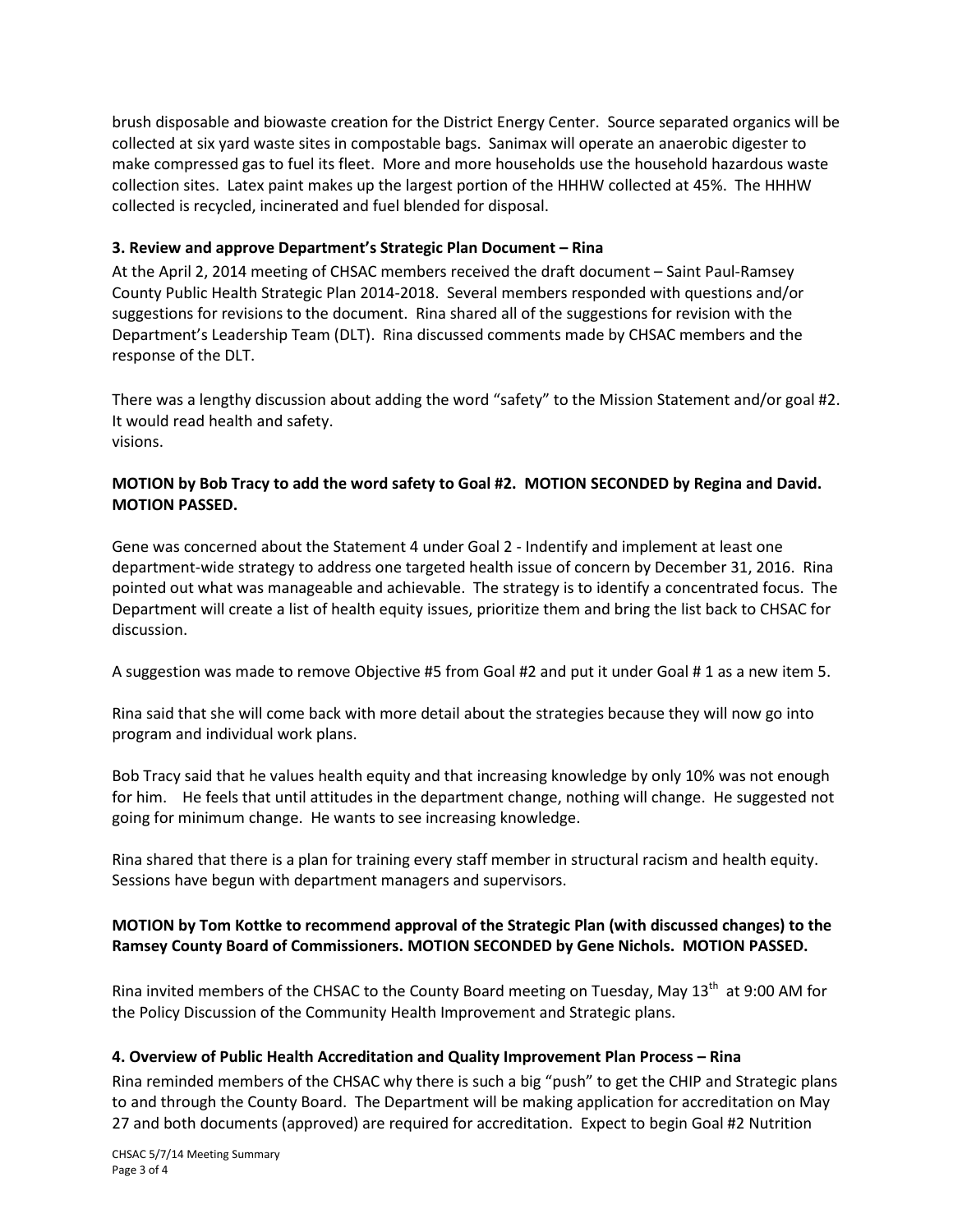brush disposable and biowaste creation for the District Energy Center. Source separated organics will be collected at six yard waste sites in compostable bags. Sanimax will operate an anaerobic digester to make compressed gas to fuel its fleet. More and more households use the household hazardous waste collection sites. Latex paint makes up the largest portion of the HHHW collected at 45%. The HHHW collected is recycled, incinerated and fuel blended for disposal.

### 3. Review and approve Department's Strategic Plan Document – Rina

At the April 2, 2014 meeting of CHSAC members received the draft document – Saint Paul-Ramsey County Public Health Strategic Plan 2014-2018. Several members responded with questions and/or suggestions for revisions to the document. Rina shared all of the suggestions for revision with the Department's Leadership Team (DLT). Rina discussed comments made by CHSAC members and the response of the DLT.

There was a lengthy discussion about adding the word "safety" to the Mission Statement and/or goal #2. It would read health and safety.
visions.

**MOTION by Bob Tracy to add the word safety to Goal #2. MOTION SECONDED by Regina and David. MOTION PASSED.**

Gene was concerned about the Statement 4 under Goal 2 - Indentify and implement at least one department-wide strategy to address one targeted health issue of concern by December 31, 2016. Rina pointed out what was manageable and achievable. The strategy is to identify a concentrated focus. The Department will create a list of health equity issues, prioritize them and bring the list back to CHSAC for discussion.

A suggestion was made to remove Objective #5 from Goal #2 and put it under Goal # 1 as a new item 5.

Rina said that she will come back with more detail about the strategies because they will now go into program and individual work plans.

Bob Tracy said that he values health equity and that increasing knowledge by only 10% was not enough for him. He feels that until attitudes in the department change, nothing will change. He suggested not going for minimum change. He wants to see increasing knowledge.

Rina shared that there is a plan for training every staff member in structural racism and health equity. Sessions have begun with department managers and supervisors.

**MOTION by Tom Kottke to recommend approval of the Strategic Plan (with discussed changes) to the Ramsey County Board of Commissioners. MOTION SECONDED by Gene Nichols. MOTION PASSED.**

Rina invited members of the CHSAC to the County Board meeting on Tuesday, May 13th at 9:00 AM for the Policy Discussion of the Community Health Improvement and Strategic plans.

### 4. Overview of Public Health Accreditation and Quality Improvement Plan Process – Rina

Rina reminded members of the CHSAC why there is such a big "push" to get the CHIP and Strategic plans to and through the County Board. The Department will be making application for accreditation on May 27 and both documents (approved) are required for accreditation. Expect to begin Goal #2 Nutrition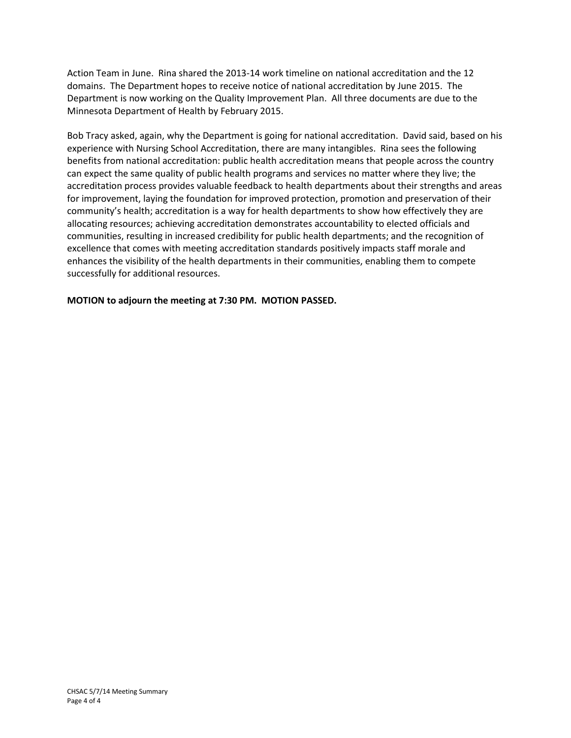Action Team in June. Rina shared the 2013-14 work timeline on national accreditation and the 12 domains. The Department hopes to receive notice of national accreditation by June 2015. The Department is now working on the Quality Improvement Plan. All three documents are due to the Minnesota Department of Health by February 2015.

Bob Tracy asked, again, why the Department is going for national accreditation. David said, based on his experience with Nursing School Accreditation, there are many intangibles. Rina sees the following benefits from national accreditation: public health accreditation means that people across the country can expect the same quality of public health programs and services no matter where they live; the accreditation process provides valuable feedback to health departments about their strengths and areas for improvement, laying the foundation for improved protection, promotion and preservation of their community's health; accreditation is a way for health departments to show how effectively they are allocating resources; achieving accreditation demonstrates accountability to elected officials and communities, resulting in increased credibility for public health departments; and the recognition of excellence that comes with meeting accreditation standards positively impacts staff morale and enhances the visibility of the health departments in their communities, enabling them to compete successfully for additional resources.

**MOTION to adjourn the meeting at 7:30 PM. MOTION PASSED.**